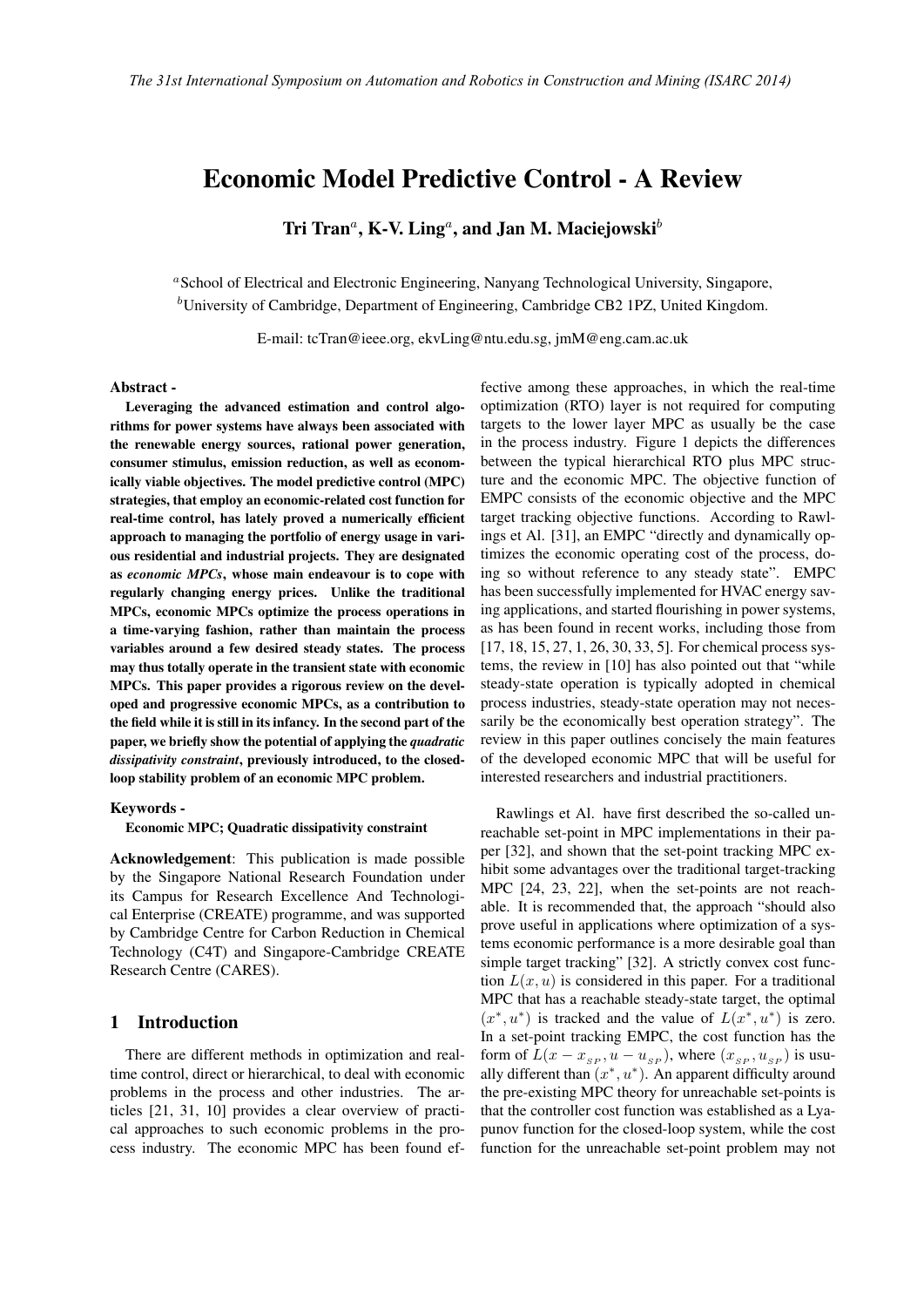# Economic Model Predictive Control - A Review

**Tri Tran[a], K-V. Ling[a], and Jan M. Maciejowski[b]**

[a]School of Electrical and Electronic Engineering, Nanyang Technological University, Singapore,
[b]University of Cambridge, Department of Engineering, Cambridge CB2 1PZ, United Kingdom.

E-mail: tcTran@ieee.org, ekvLing@ntu.edu.sg, jmM@eng.cam.ac.uk

**Abstract -**

**Leveraging the advanced estimation and control algorithms for power systems have always been associated with the renewable energy sources, rational power generation, consumer stimulus, emission reduction, as well as economically viable objectives. The model predictive control (MPC) strategies, that employ an economic-related cost function for real-time control, has lately proved a numerically efficient approach to managing the portfolio of energy usage in various residential and industrial projects. They are designated as *economic MPCs*, whose main endeavour is to cope with regularly changing energy prices. Unlike the traditional MPCs, economic MPCs optimize the process operations in a time-varying fashion, rather than maintain the process variables around a few desired steady states. The process may thus totally operate in the transient state with economic MPCs. This paper provides a rigorous review on the developed and progressive economic MPCs, as a contribution to the field while it is still in its infancy. In the second part of the paper, we briefly show the potential of applying the *quadratic dissipativity constraint*, previously introduced, to the closed-loop stability problem of an economic MPC problem.**

**Keywords -**

**Economic MPC; Quadratic dissipativity constraint**

**Acknowledgement**: This publication is made possible by the Singapore National Research Foundation under its Campus for Research Excellence And Technological Enterprise (CREATE) programme, and was supported by Cambridge Centre for Carbon Reduction in Chemical Technology (C4T) and Singapore-Cambridge CREATE Research Centre (CARES).

## 1 Introduction

There are different methods in optimization and real-time control, direct or hierarchical, to deal with economic problems in the process and other industries. The articles [21, 31, 10] provides a clear overview of practical approaches to such economic problems in the process industry. The economic MPC has been found effective among these approaches, in which the real-time optimization (RTO) layer is not required for computing targets to the lower layer MPC as usually be the case in the process industry. Figure 1 depicts the differences between the typical hierarchical RTO plus MPC structure and the economic MPC. The objective function of EMPC consists of the economic objective and the MPC target tracking objective functions. According to Rawlings et Al. [31], an EMPC "directly and dynamically optimizes the economic operating cost of the process, doing so without reference to any steady state". EMPC has been successfully implemented for HVAC energy saving applications, and started flourishing in power systems, as has been found in recent works, including those from [17, 18, 15, 27, 1, 26, 30, 33, 5]. For chemical process systems, the review in [10] has also pointed out that "while steady-state operation is typically adopted in chemical process industries, steady-state operation may not necessarily be the economically best operation strategy". The review in this paper outlines concisely the main features of the developed economic MPC that will be useful for interested researchers and industrial practitioners.

Rawlings et Al. have first described the so-called unreachable set-point in MPC implementations in their paper [32], and shown that the set-point tracking MPC exhibit some advantages over the traditional target-tracking MPC [24, 23, 22], when the set-points are not reachable. It is recommended that, the approach "should also prove useful in applications where optimization of a systems economic performance is a more desirable goal than simple target tracking" [32]. A strictly convex cost function $L(x, u)$ is considered in this paper. For a traditional MPC that has a reachable steady-state target, the optimal $(x^*, u^*)$ is tracked and the value of $L(x^*, u^*)$ is zero. In a set-point tracking EMPC, the cost function has the form of $L(x - x_{SP}, u - u_{SP})$, where $(x_{SP}, u_{SP})$ is usually different than $(x^*, u^*)$. An apparent difficulty around the pre-existing MPC theory for unreachable set-points is that the controller cost function was established as a Lyapunov function for the closed-loop system, while the cost function for the unreachable set-point problem may not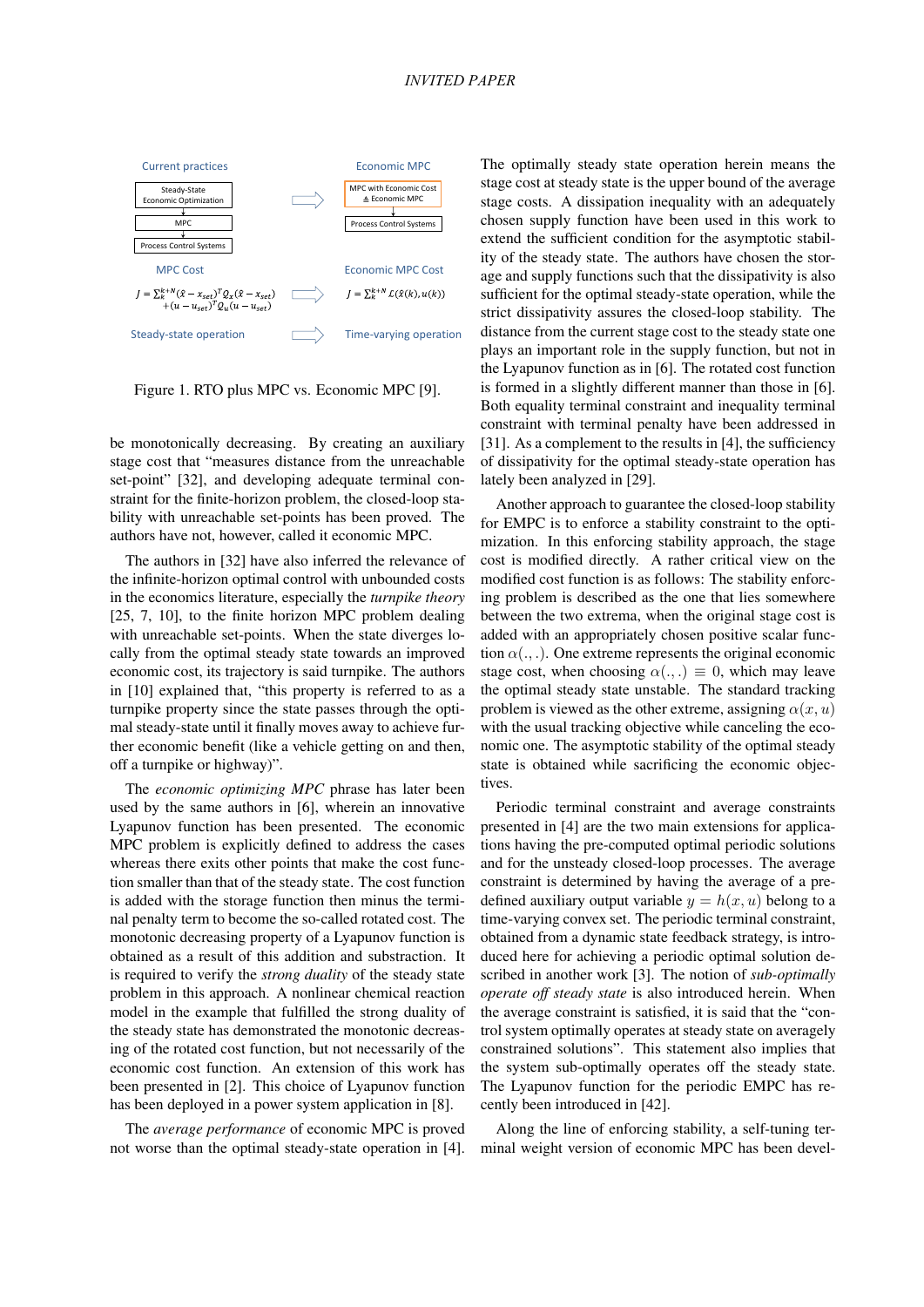Current practices

Steady-State Economic Optimization → MPC → Process Control Systems

Economic MPC

MPC with Economic Cost ≜ Economic MPC → Process Control Systems

MPC Cost

$$J = \Sigma_k^{k+N}(\hat{x} - x_{set})^T Q_x(\hat{x} - x_{set}) + (u - u_{set})^T Q_u(u - u_{set})$$

Economic MPC Cost

$$J = \Sigma_k^{k+N} \mathcal{L}(\hat{x}(k), u(k))$$

Steady-state operation → Time-varying operation

Figure 1. RTO plus MPC vs. Economic MPC [9].

be monotonically decreasing. By creating an auxiliary stage cost that "measures distance from the unreachable set-point" [32], and developing adequate terminal constraint for the finite-horizon problem, the closed-loop stability with unreachable set-points has been proved. The authors have not, however, called it economic MPC.

The authors in [32] have also inferred the relevance of the infinite-horizon optimal control with unbounded costs in the economics literature, especially the *turnpike theory* [25, 7, 10], to the finite horizon MPC problem dealing with unreachable set-points. When the state diverges locally from the optimal steady state towards an improved economic cost, its trajectory is said turnpike. The authors in [10] explained that, "this property is referred to as a turnpike property since the state passes through the optimal steady-state until it finally moves away to achieve further economic benefit (like a vehicle getting on and then, off a turnpike or highway)".

The *economic optimizing MPC* phrase has later been used by the same authors in [6], wherein an innovative Lyapunov function has been presented. The economic MPC problem is explicitly defined to address the cases whereas there exits other points that make the cost function smaller than that of the steady state. The cost function is added with the storage function then minus the terminal penalty term to become the so-called rotated cost. The monotonic decreasing property of a Lyapunov function is obtained as a result of this addition and substraction. It is required to verify the *strong duality* of the steady state problem in this approach. A nonlinear chemical reaction model in the example that fulfilled the strong duality of the steady state has demonstrated the monotonic decreasing of the rotated cost function, but not necessarily of the economic cost function. An extension of this work has been presented in [2]. This choice of Lyapunov function has been deployed in a power system application in [8].

The *average performance* of economic MPC is proved not worse than the optimal steady-state operation in [4]. The optimally steady state operation herein means the stage cost at steady state is the upper bound of the average stage costs. A dissipation inequality with an adequately chosen supply function have been used in this work to extend the sufficient condition for the asymptotic stability of the steady state. The authors have chosen the storage and supply functions such that the dissipativity is also sufficient for the optimal steady-state operation, while the strict dissipativity assures the closed-loop stability. The distance from the current stage cost to the steady state one plays an important role in the supply function, but not in the Lyapunov function as in [6]. The rotated cost function is formed in a slightly different manner than those in [6]. Both equality terminal constraint and inequality terminal constraint with terminal penalty have been addressed in [31]. As a complement to the results in [4], the sufficiency of dissipativity for the optimal steady-state operation has lately been analyzed in [29].

Another approach to guarantee the closed-loop stability for EMPC is to enforce a stability constraint to the optimization. In this enforcing stability approach, the stage cost is modified directly. A rather critical view on the modified cost function is as follows: The stability enforcing problem is described as the one that lies somewhere between the two extrema, when the original stage cost is added with an appropriately chosen positive scalar function $\alpha(.,.)$. One extreme represents the original economic stage cost, when choosing $\alpha(.,.) \equiv 0$, which may leave the optimal steady state unstable. The standard tracking problem is viewed as the other extreme, assigning $\alpha(x, u)$ with the usual tracking objective while canceling the economic one. The asymptotic stability of the optimal steady state is obtained while sacrificing the economic objectives.

Periodic terminal constraint and average constraints presented in [4] are the two main extensions for applications having the pre-computed optimal periodic solutions and for the unsteady closed-loop processes. The average constraint is determined by having the average of a predefined auxiliary output variable $y = h(x, u)$ belong to a time-varying convex set. The periodic terminal constraint, obtained from a dynamic state feedback strategy, is introduced here for achieving a periodic optimal solution described in another work [3]. The notion of *sub-optimally operate off steady state* is also introduced herein. When the average constraint is satisfied, it is said that the "control system optimally operates at steady state on averagely constrained solutions". This statement also implies that the system sub-optimally operates off the steady state. The Lyapunov function for the periodic EMPC has recently been introduced in [42].

Along the line of enforcing stability, a self-tuning terminal weight version of economic MPC has been devel-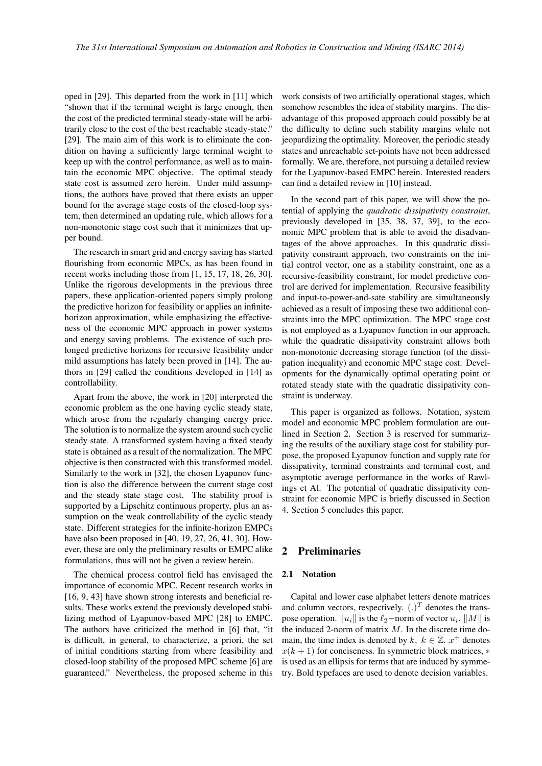oped in [29]. This departed from the work in [11] which "shown that if the terminal weight is large enough, then the cost of the predicted terminal steady-state will be arbitrarily close to the cost of the best reachable steady-state." [29]. The main aim of this work is to eliminate the condition on having a sufficiently large terminal weight to keep up with the control performance, as well as to maintain the economic MPC objective. The optimal steady state cost is assumed zero herein. Under mild assumptions, the authors have proved that there exists an upper bound for the average stage costs of the closed-loop system, then determined an updating rule, which allows for a non-monotonic stage cost such that it minimizes that upper bound.

The research in smart grid and energy saving has started flourishing from economic MPCs, as has been found in recent works including those from [1, 15, 17, 18, 26, 30]. Unlike the rigorous developments in the previous three papers, these application-oriented papers simply prolong the predictive horizon for feasibility or applies an infinite-horizon approximation, while emphasizing the effectiveness of the economic MPC approach in power systems and energy saving problems. The existence of such prolonged predictive horizons for recursive feasibility under mild assumptions has lately been proved in [14]. The authors in [29] called the conditions developed in [14] as controllability.

Apart from the above, the work in [20] interpreted the economic problem as the one having cyclic steady state, which arose from the regularly changing energy price. The solution is to normalize the system around such cyclic steady state. A transformed system having a fixed steady state is obtained as a result of the normalization. The MPC objective is then constructed with this transformed model. Similarly to the work in [32], the chosen Lyapunov function is also the difference between the current stage cost and the steady state stage cost. The stability proof is supported by a Lipschitz continuous property, plus an assumption on the weak controllability of the cyclic steady state. Different strategies for the infinite-horizon EMPCs have also been proposed in [40, 19, 27, 26, 41, 30]. However, these are only the preliminary results or EMPC alike formulations, thus will not be given a review herein.

The chemical process control field has envisaged the importance of economic MPC. Recent research works in [16, 9, 43] have shown strong interests and beneficial results. These works extend the previously developed stabilizing method of Lyapunov-based MPC [28] to EMPC. The authors have criticized the method in [6] that, "it is difficult, in general, to characterize, a priori, the set of initial conditions starting from where feasibility and closed-loop stability of the proposed MPC scheme [6] are guaranteed." Nevertheless, the proposed scheme in this work consists of two artificially operational stages, which somehow resembles the idea of stability margins. The disadvantage of this proposed approach could possibly be at the difficulty to define such stability margins while not jeopardizing the optimality. Moreover, the periodic steady states and unreachable set-points have not been addressed formally. We are, therefore, not pursuing a detailed review for the Lyapunov-based EMPC herein. Interested readers can find a detailed review in [10] instead.

In the second part of this paper, we will show the potential of applying the *quadratic dissipativity constraint*, previously developed in [35, 38, 37, 39], to the economic MPC problem that is able to avoid the disadvantages of the above approaches. In this quadratic dissipativity constraint approach, two constraints on the initial control vector, one as a stability constraint, one as a recursive-feasibility constraint, for model predictive control are derived for implementation. Recursive feasibility and input-to-power-and-sate stability are simultaneously achieved as a result of imposing these two additional constraints into the MPC optimization. The MPC stage cost is not employed as a Lyapunov function in our approach, while the quadratic dissipativity constraint allows both non-monotonic decreasing storage function (of the dissipation inequality) and economic MPC stage cost. Developments for the dynamically optimal operating point or rotated steady state with the quadratic dissipativity constraint is underway.

This paper is organized as follows. Notation, system model and economic MPC problem formulation are outlined in Section 2. Section 3 is reserved for summarizing the results of the auxiliary stage cost for stability purpose, the proposed Lyapunov function and supply rate for dissipativity, terminal constraints and terminal cost, and asymptotic average performance in the works of Rawlings et Al. The potential of quadratic dissipativity constraint for economic MPC is briefly discussed in Section 4. Section 5 concludes this paper.

## 2 Preliminaries

### 2.1 Notation

Capital and lower case alphabet letters denote matrices and column vectors, respectively. $(.)^T$ denotes the transpose operation. $\|u_i\|$ is the $\ell_2-$norm of vector $u_i$. $\|M\|$ is the induced 2-norm of matrix $M$. In the discrete time domain, the time index is denoted by $k,\ k \in \mathbb{Z}$. $x^+$ denotes $x(k+1)$ for conciseness. In symmetric block matrices, $*$ is used as an ellipsis for terms that are induced by symmetry. Bold typefaces are used to denote decision variables.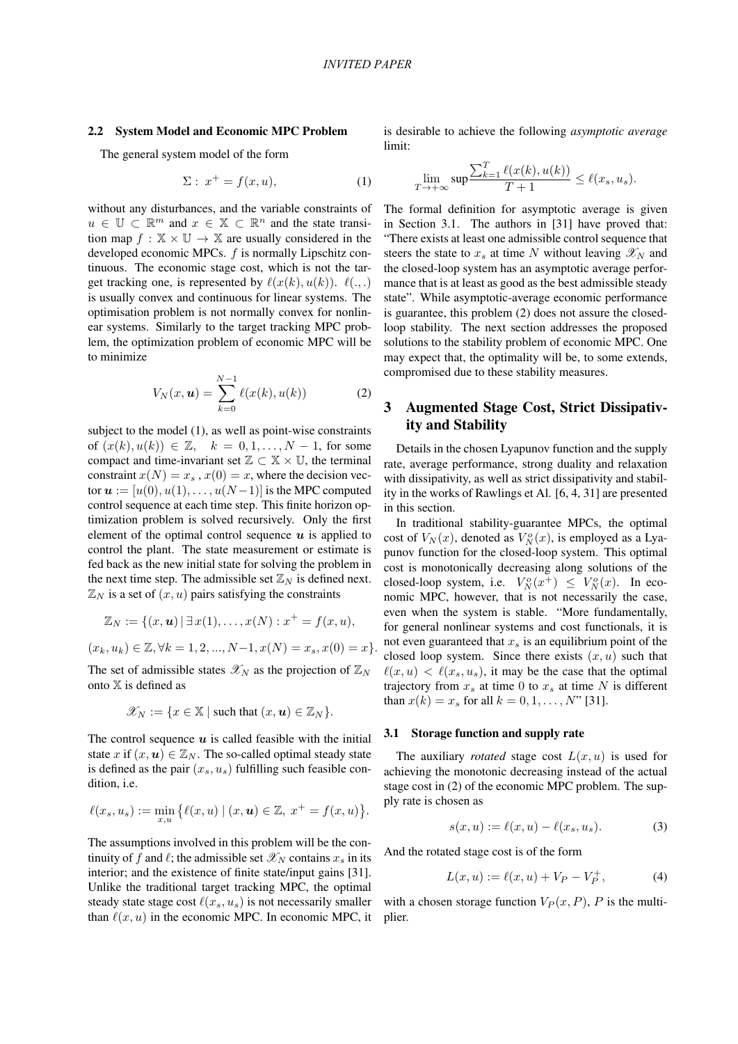### 2.2 System Model and Economic MPC Problem

The general system model of the form

$$\Sigma: \ x^+ = f(x,u), \tag{1}$$

without any disturbances, and the variable constraints of $u \in \mathbb{U} \subset \mathbb{R}^m$ and $x \in \mathbb{X} \subset \mathbb{R}^n$ and the state transition map $f : \mathbb{X} \times \mathbb{U} \to \mathbb{X}$ are usually considered in the developed economic MPCs. $f$ is normally Lipschitz continuous. The economic stage cost, which is not the target tracking one, is represented by $\ell(x(k), u(k))$. $\ell(.,.)$ is usually convex and continuous for linear systems. The optimisation problem is not normally convex for nonlinear systems. Similarly to the target tracking MPC problem, the optimization problem of economic MPC will be to minimize

$$V_N(x, \boldsymbol{u}) = \sum_{k=0}^{N-1} \ell(x(k), u(k)) \tag{2}$$

subject to the model (1), as well as point-wise constraints of $(x(k), u(k)) \in \mathbb{Z}, \quad k = 0, 1, \ldots, N-1$, for some compact and time-invariant set $\mathbb{Z} \subset \mathbb{X} \times \mathbb{U}$, the terminal constraint $x(N) = x_s$ , $x(0) = x$, where the decision vector $\boldsymbol{u} := [u(0), u(1), \ldots, u(N-1)]$ is the MPC computed control sequence at each time step. This finite horizon optimization problem is solved recursively. Only the first element of the optimal control sequence $\boldsymbol{u}$ is applied to control the plant. The state measurement or estimate is fed back as the new initial state for solving the problem in the next time step. The admissible set $\mathbb{Z}_N$ is defined next. $\mathbb{Z}_N$ is a set of $(x, u)$ pairs satisfying the constraints

$$\mathbb{Z}_N := \{(x, \boldsymbol{u}) \mid \exists\, x(1), \ldots, x(N) : x^+ = f(x, u),$$

$$(x_k, u_k) \in \mathbb{Z}, \forall k = 1, 2, ..., N-1, x(N) = x_s, x(0) = x\}.$$

The set of admissible states $\mathscr{X}_N$ as the projection of $\mathbb{Z}_N$ onto $\mathbb{X}$ is defined as

$$\mathscr{X}_N := \{x \in \mathbb{X} \mid \text{such that } (x, \boldsymbol{u}) \in \mathbb{Z}_N\}.$$

The control sequence $\boldsymbol{u}$ is called feasible with the initial state $x$ if $(x, \boldsymbol{u}) \in \mathbb{Z}_N$. The so-called optimal steady state is defined as the pair $(x_s, u_s)$ fulfilling such feasible condition, i.e.

$$\ell(x_s, u_s) := \min_{x,u} \big\{ \ell(x, u) \mid (x, \boldsymbol{u}) \in \mathbb{Z}, \ x^+ = f(x, u) \big\}.$$

The assumptions involved in this problem will be the continuity of $f$ and $\ell$; the admissible set $\mathscr{X}_N$ contains $x_s$ in its interior; and the existence of finite state/input gains [31]. Unlike the traditional target tracking MPC, the optimal steady state stage cost $\ell(x_s, u_s)$ is not necessarily smaller than $\ell(x, u)$ in the economic MPC. In economic MPC, it is desirable to achieve the following *asymptotic average* limit:

$$\lim_{T \to +\infty} \sup \frac{\sum_{k=1}^{T} \ell(x(k), u(k))}{T+1} \leq \ell(x_s, u_s).$$

The formal definition for asymptotic average is given in Section 3.1. The authors in [31] have proved that: "There exists at least one admissible control sequence that steers the state to $x_s$ at time $N$ without leaving $\mathscr{X}_N$ and the closed-loop system has an asymptotic average performance that is at least as good as the best admissible steady state". While asymptotic-average economic performance is guarantee, this problem (2) does not assure the closed-loop stability. The next section addresses the proposed solutions to the stability problem of economic MPC. One may expect that, the optimality will be, to some extends, compromised due to these stability measures.

## 3 Augmented Stage Cost, Strict Dissipativity and Stability

Details in the chosen Lyapunov function and the supply rate, average performance, strong duality and relaxation with dissipativity, as well as strict dissipativity and stability in the works of Rawlings et Al. [6, 4, 31] are presented in this section.

In traditional stability-guarantee MPCs, the optimal cost of $V_N(x)$, denoted as $V_N^o(x)$, is employed as a Lyapunov function for the closed-loop system. This optimal cost is monotonically decreasing along solutions of the closed-loop system, i.e. $V_N^o(x^+) \leq V_N^o(x)$. In economic MPC, however, that is not necessarily the case, even when the system is stable. "More fundamentally, for general nonlinear systems and cost functionals, it is not even guaranteed that $x_s$ is an equilibrium point of the closed loop system. Since there exists $(x, u)$ such that $\ell(x, u) < \ell(x_s, u_s)$, it may be the case that the optimal trajectory from $x_s$ at time 0 to $x_s$ at time $N$ is different than $x(k) = x_s$ for all $k = 0, 1, \ldots, N$" [31].

### 3.1 Storage function and supply rate

The auxiliary *rotated* stage cost $L(x, u)$ is used for achieving the monotonic decreasing instead of the actual stage cost in (2) of the economic MPC problem. The supply rate is chosen as

$$s(x, u) := \ell(x, u) - \ell(x_s, u_s). \tag{3}$$

And the rotated stage cost is of the form

$$L(x, u) := \ell(x, u) + V_P - V_P^+, \tag{4}$$

with a chosen storage function $V_P(x, P)$, $P$ is the multiplier.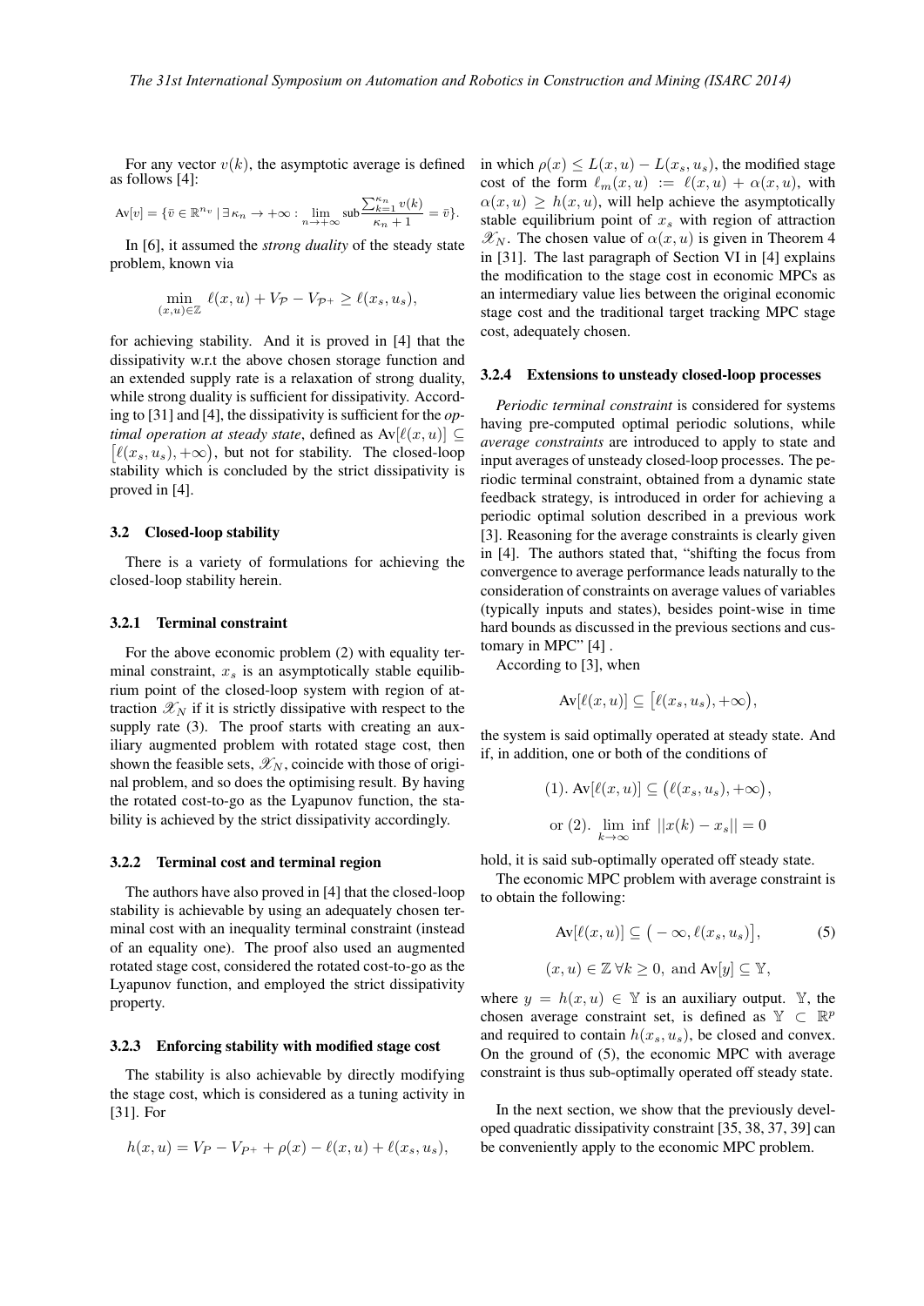For any vector $v(k)$, the asymptotic average is defined as follows [4]:

$$\text{Av}[v] = \{\bar{v} \in \mathbb{R}^{n_v} \mid \exists \kappa_n \to +\infty : \lim_{n\to+\infty} \text{sub} \frac{\sum_{k=1}^{\kappa_n} v(k)}{\kappa_n + 1} = \bar{v}\}.$$

In [6], it assumed the *strong duality* of the steady state problem, known via

$$\min_{(x,u)\in\mathbb{Z}} \ell(x,u) + V_{\mathcal{P}} - V_{\mathcal{P}^+} \geq \ell(x_s, u_s),$$

for achieving stability. And it is proved in [4] that the dissipativity w.r.t the above chosen storage function and an extended supply rate is a relaxation of strong duality, while strong duality is sufficient for dissipativity. According to [31] and [4], the dissipativity is sufficient for the *optimal operation at steady state*, defined as $\text{Av}[\ell(x,u)] \subseteq [\ell(x_s,u_s), +\infty)$, but not for stability. The closed-loop stability which is concluded by the strict dissipativity is proved in [4].

### 3.2 Closed-loop stability

There is a variety of formulations for achieving the closed-loop stability herein.

#### 3.2.1 Terminal constraint

For the above economic problem (2) with equality terminal constraint, $x_s$ is an asymptotically stable equilibrium point of the closed-loop system with region of attraction $\mathscr{X}_N$ if it is strictly dissipative with respect to the supply rate (3). The proof starts with creating an auxiliary augmented problem with rotated stage cost, then shown the feasible sets, $\mathscr{X}_N$, coincide with those of original problem, and so does the optimising result. By having the rotated cost-to-go as the Lyapunov function, the stability is achieved by the strict dissipativity accordingly.

#### 3.2.2 Terminal cost and terminal region

The authors have also proved in [4] that the closed-loop stability is achievable by using an adequately chosen terminal cost with an inequality terminal constraint (instead of an equality one). The proof also used an augmented rotated stage cost, considered the rotated cost-to-go as the Lyapunov function, and employed the strict dissipativity property.

#### 3.2.3 Enforcing stability with modified stage cost

The stability is also achievable by directly modifying the stage cost, which is considered as a tuning activity in [31]. For

$$h(x,u) = V_P - V_{P^+} + \rho(x) - \ell(x,u) + \ell(x_s,u_s),$$

in which $\rho(x) \leq L(x,u) - L(x_s,u_s)$, the modified stage cost of the form $\ell_m(x,u) := \ell(x,u) + \alpha(x,u)$, with $\alpha(x,u) \geq h(x,u)$, will help achieve the asymptotically stable equilibrium point of $x_s$ with region of attraction $\mathscr{X}_N$. The chosen value of $\alpha(x,u)$ is given in Theorem 4 in [31]. The last paragraph of Section VI in [4] explains the modification to the stage cost in economic MPCs as an intermediary value lies between the original economic stage cost and the traditional target tracking MPC stage cost, adequately chosen.

#### 3.2.4 Extensions to unsteady closed-loop processes

*Periodic terminal constraint* is considered for systems having pre-computed optimal periodic solutions, while *average constraints* are introduced to apply to state and input averages of unsteady closed-loop processes. The periodic terminal constraint, obtained from a dynamic state feedback strategy, is introduced in order for achieving a periodic optimal solution described in a previous work [3]. Reasoning for the average constraints is clearly given in [4]. The authors stated that, "shifting the focus from convergence to average performance leads naturally to the consideration of constraints on average values of variables (typically inputs and states), besides point-wise in time hard bounds as discussed in the previous sections and customary in MPC" [4] .

According to [3], when

$$\text{Av}[\ell(x,u)] \subseteq [\ell(x_s,u_s), +\infty),$$

the system is said optimally operated at steady state. And if, in addition, one or both of the conditions of

$$(1).\ \text{Av}[\ell(x,u)] \subseteq (\ell(x_s,u_s), +\infty),$$

$$\text{or } (2).\ \lim_{k\to\infty} \inf ||x(k) - x_s|| = 0$$

hold, it is said sub-optimally operated off steady state.

The economic MPC problem with average constraint is to obtain the following:

$$\text{Av}[\ell(x,u)] \subseteq (-\infty, \ell(x_s,u_s)], \tag{5}$$

$$(x,u) \in \mathbb{Z}\ \forall k \geq 0, \text{ and } \text{Av}[y] \subseteq \mathbb{Y},$$

where $y = h(x,u) \in \mathbb{Y}$ is an auxiliary output. $\mathbb{Y}$, the chosen average constraint set, is defined as $\mathbb{Y} \subset \mathbb{R}^p$ and required to contain $h(x_s,u_s)$, be closed and convex. On the ground of (5), the economic MPC with average constraint is thus sub-optimally operated off steady state.

In the next section, we show that the previously developed quadratic dissipativity constraint [35, 38, 37, 39] can be conveniently apply to the economic MPC problem.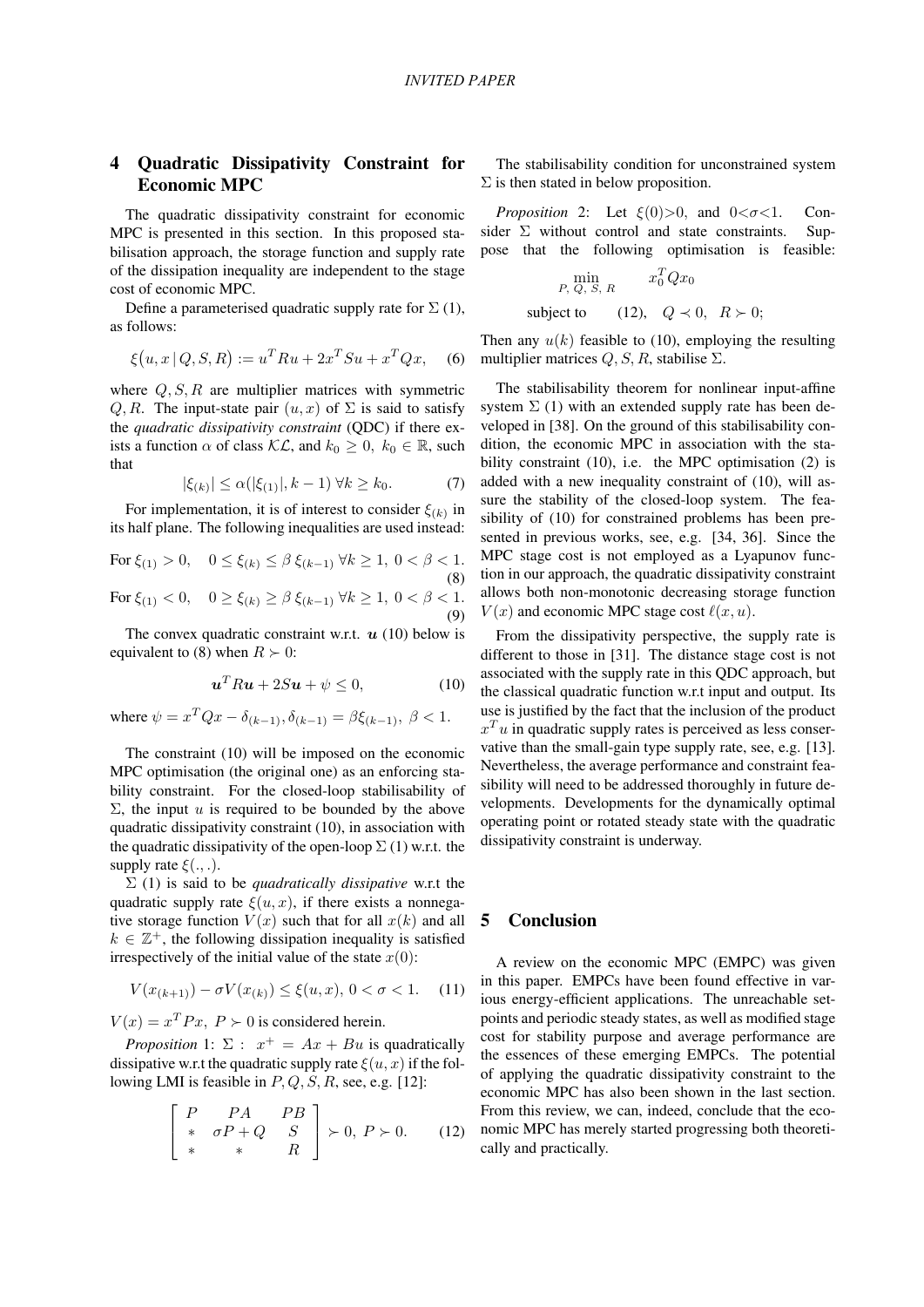## 4 Quadratic Dissipativity Constraint for Economic MPC

The quadratic dissipativity constraint for economic MPC is presented in this section. In this proposed stabilisation approach, the storage function and supply rate of the dissipation inequality are independent to the stage cost of economic MPC.

Define a parameterised quadratic supply rate for $\Sigma$ (1), as follows:

$$\xi\big(u, x \,|\, Q, S, R\big) := u^T R u + 2x^T S u + x^T Q x, \quad (6)$$

where $Q, S, R$ are multiplier matrices with symmetric $Q, R$. The input-state pair $(u, x)$ of $\Sigma$ is said to satisfy the *quadratic dissipativity constraint* (QDC) if there exists a function $\alpha$ of class $\mathcal{KL}$, and $k_0 \geq 0,\ k_0 \in \mathbb{R}$, such that

$$|\xi_{(k)}| \leq \alpha(|\xi_{(1)}|, k-1)\ \forall k \geq k_0. \quad (7)$$

For implementation, it is of interest to consider $\xi_{(k)}$ in its half plane. The following inequalities are used instead:

$$\text{For } \xi_{(1)} > 0, \quad 0 \leq \xi_{(k)} \leq \beta\, \xi_{(k-1)}\ \forall k \geq 1,\ 0 < \beta < 1. \quad (8)$$

$$\text{For } \xi_{(1)} < 0, \quad 0 \geq \xi_{(k)} \geq \beta\, \xi_{(k-1)}\ \forall k \geq 1,\ 0 < \beta < 1. \quad (9)$$

The convex quadratic constraint w.r.t. $\boldsymbol{u}$ (10) below is equivalent to (8) when $R \succ 0$:

$$\boldsymbol{u}^T R \boldsymbol{u} + 2S\boldsymbol{u} + \psi \leq 0, \quad (10)$$

where $\psi = x^T Q x - \delta_{(k-1)}, \delta_{(k-1)} = \beta\xi_{(k-1)},\ \beta < 1$.

The constraint (10) will be imposed on the economic MPC optimisation (the original one) as an enforcing stability constraint. For the closed-loop stabilisability of $\Sigma$, the input $u$ is required to be bounded by the above quadratic dissipativity constraint (10), in association with the quadratic dissipativity of the open-loop $\Sigma$ (1) w.r.t. the supply rate $\xi(.,.)$.

$\Sigma$ (1) is said to be *quadratically dissipative* w.r.t the quadratic supply rate $\xi(u, x)$, if there exists a nonnegative storage function $V(x)$ such that for all $x(k)$ and all $k \in \mathbb{Z}^+$, the following dissipation inequality is satisfied irrespectively of the initial value of the state $x(0)$:

$$V(x_{(k+1)}) - \sigma V(x_{(k)}) \leq \xi(u, x),\ 0 < \sigma < 1. \quad (11)$$

$V(x) = x^T P x,\ P \succ 0$ is considered herein.

*Proposition* 1: $\Sigma$ : $x^+ = Ax + Bu$ is quadratically dissipative w.r.t the quadratic supply rate $\xi(u, x)$ if the following LMI is feasible in $P, Q, S, R$, see, e.g. [12]:

$$\begin{bmatrix} P & PA & PB \\ * & \sigma P + Q & S \\ * & * & R \end{bmatrix} \succ 0,\ P \succ 0. \quad (12)$$

The stabilisability condition for unconstrained system $\Sigma$ is then stated in below proposition.

*Proposition* 2: Let $\xi(0) > 0$, and $0 < \sigma < 1$. Consider $\Sigma$ without control and state constraints. Suppose that the following optimisation is feasible:

$$\min_{P,\ Q,\ S,\ R} \quad x_0^T Q x_0$$

$$\text{subject to} \quad (12), \quad Q \prec 0, \quad R \succ 0;$$

Then any $u(k)$ feasible to (10), employing the resulting multiplier matrices $Q, S, R$, stabilise $\Sigma$.

The stabilisability theorem for nonlinear input-affine system $\Sigma$ (1) with an extended supply rate has been developed in [38]. On the ground of this stabilisability condition, the economic MPC in association with the stability constraint (10), i.e. the MPC optimisation (2) is added with a new inequality constraint of (10), will assure the stability of the closed-loop system. The feasibility of (10) for constrained problems has been presented in previous works, see, e.g. [34, 36]. Since the MPC stage cost is not employed as a Lyapunov function in our approach, the quadratic dissipativity constraint allows both non-monotonic decreasing storage function $V(x)$ and economic MPC stage cost $\ell(x, u)$.

From the dissipativity perspective, the supply rate is different to those in [31]. The distance stage cost is not associated with the supply rate in this QDC approach, but the classical quadratic function w.r.t input and output. Its use is justified by the fact that the inclusion of the product $x^T u$ in quadratic supply rates is perceived as less conservative than the small-gain type supply rate, see, e.g. [13]. Nevertheless, the average performance and constraint feasibility will need to be addressed thoroughly in future developments. Developments for the dynamically optimal operating point or rotated steady state with the quadratic dissipativity constraint is underway.

## 5 Conclusion

A review on the economic MPC (EMPC) was given in this paper. EMPCs have been found effective in various energy-efficient applications. The unreachable setpoints and periodic steady states, as well as modified stage cost for stability purpose and average performance are the essences of these emerging EMPCs. The potential of applying the quadratic dissipativity constraint to the economic MPC has also been shown in the last section. From this review, we can, indeed, conclude that the economic MPC has merely started progressing both theoretically and practically.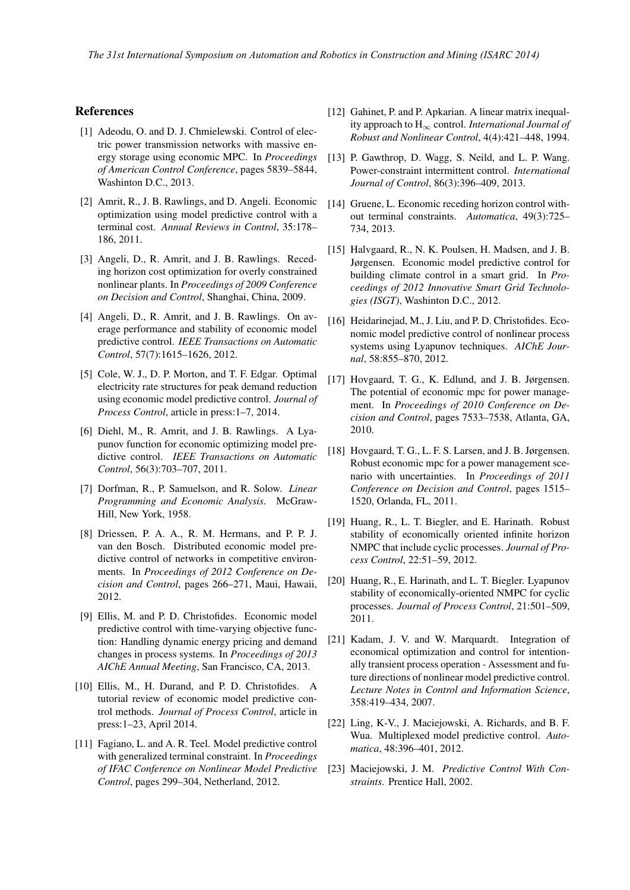## References

[1] Adeodu, O. and D. J. Chmielewski. Control of electric power transmission networks with massive energy storage using economic MPC. In *Proceedings of American Control Conference*, pages 5839–5844, Washinton D.C., 2013.

[2] Amrit, R., J. B. Rawlings, and D. Angeli. Economic optimization using model predictive control with a terminal cost. *Annual Reviews in Control*, 35:178–186, 2011.

[3] Angeli, D., R. Amrit, and J. B. Rawlings. Receding horizon cost optimization for overly constrained nonlinear plants. In *Proceedings of 2009 Conference on Decision and Control*, Shanghai, China, 2009.

[4] Angeli, D., R. Amrit, and J. B. Rawlings. On average performance and stability of economic model predictive control. *IEEE Transactions on Automatic Control*, 57(7):1615–1626, 2012.

[5] Cole, W. J., D. P. Morton, and T. F. Edgar. Optimal electricity rate structures for peak demand reduction using economic model predictive control. *Journal of Process Control*, article in press:1–7, 2014.

[6] Diehl, M., R. Amrit, and J. B. Rawlings. A Lyapunov function for economic optimizing model predictive control. *IEEE Transactions on Automatic Control*, 56(3):703–707, 2011.

[7] Dorfman, R., P. Samuelson, and R. Solow. *Linear Programming and Economic Analysis*. McGraw-Hill, New York, 1958.

[8] Driessen, P. A. A., R. M. Hermans, and P. P. J. van den Bosch. Distributed economic model predictive control of networks in competitive environments. In *Proceedings of 2012 Conference on Decision and Control*, pages 266–271, Maui, Hawaii, 2012.

[9] Ellis, M. and P. D. Christofides. Economic model predictive control with time-varying objective function: Handling dynamic energy pricing and demand changes in process systems. In *Proceedings of 2013 AIChE Annual Meeting*, San Francisco, CA, 2013.

[10] Ellis, M., H. Durand, and P. D. Christofides. A tutorial review of economic model predictive control methods. *Journal of Process Control*, article in press:1–23, April 2014.

[11] Fagiano, L. and A. R. Teel. Model predictive control with generalized terminal constraint. In *Proceedings of IFAC Conference on Nonlinear Model Predictive Control*, pages 299–304, Netherland, 2012.

[12] Gahinet, P. and P. Apkarian. A linear matrix inequality approach to $H_\infty$ control. *International Journal of Robust and Nonlinear Control*, 4(4):421–448, 1994.

[13] P. Gawthrop, D. Wagg, S. Neild, and L. P. Wang. Power-constraint intermittent control. *International Journal of Control*, 86(3):396–409, 2013.

[14] Gruene, L. Economic receding horizon control without terminal constraints. *Automatica*, 49(3):725–734, 2013.

[15] Halvgaard, R., N. K. Poulsen, H. Madsen, and J. B. Jørgensen. Economic model predictive control for building climate control in a smart grid. In *Proceedings of 2012 Innovative Smart Grid Technologies (ISGT)*, Washinton D.C., 2012.

[16] Heidarinejad, M., J. Liu, and P. D. Christofides. Economic model predictive control of nonlinear process systems using Lyapunov techniques. *AIChE Journal*, 58:855–870, 2012.

[17] Hovgaard, T. G., K. Edlund, and J. B. Jørgensen. The potential of economic mpc for power management. In *Proceedings of 2010 Conference on Decision and Control*, pages 7533–7538, Atlanta, GA, 2010.

[18] Hovgaard, T. G., L. F. S. Larsen, and J. B. Jørgensen. Robust economic mpc for a power management scenario with uncertainties. In *Proceedings of 2011 Conference on Decision and Control*, pages 1515–1520, Orlanda, FL, 2011.

[19] Huang, R., L. T. Biegler, and E. Harinath. Robust stability of economically oriented infinite horizon NMPC that include cyclic processes. *Journal of Process Control*, 22:51–59, 2012.

[20] Huang, R., E. Harinath, and L. T. Biegler. Lyapunov stability of economically-oriented NMPC for cyclic processes. *Journal of Process Control*, 21:501–509, 2011.

[21] Kadam, J. V. and W. Marquardt. Integration of economical optimization and control for intentionally transient process operation - Assessment and future directions of nonlinear model predictive control. *Lecture Notes in Control and Information Science*, 358:419–434, 2007.

[22] Ling, K-V., J. Maciejowski, A. Richards, and B. F. Wua. Multiplexed model predictive control. *Automatica*, 48:396–401, 2012.

[23] Maciejowski, J. M. *Predictive Control With Constraints*. Prentice Hall, 2002.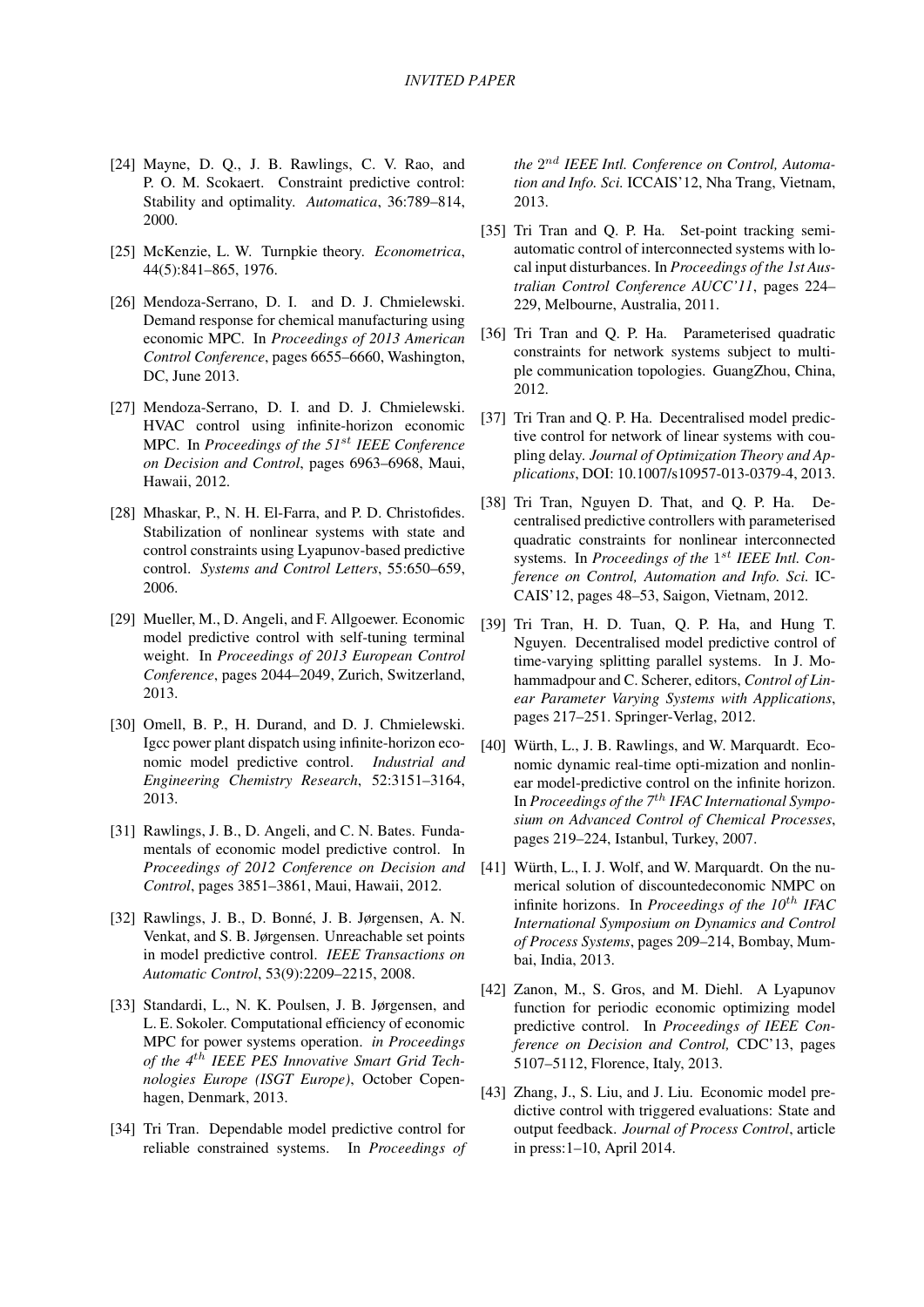[24] Mayne, D. Q., J. B. Rawlings, C. V. Rao, and P. O. M. Scokaert. Constraint predictive control: Stability and optimality. *Automatica*, 36:789–814, 2000.

[25] McKenzie, L. W. Turnpkie theory. *Econometrica*, 44(5):841–865, 1976.

[26] Mendoza-Serrano, D. I. and D. J. Chmielewski. Demand response for chemical manufacturing using economic MPC. In *Proceedings of 2013 American Control Conference*, pages 6655–6660, Washington, DC, June 2013.

[27] Mendoza-Serrano, D. I. and D. J. Chmielewski. HVAC control using infinite-horizon economic MPC. In *Proceedings of the 51$^{st}$ IEEE Conference on Decision and Control*, pages 6963–6968, Maui, Hawaii, 2012.

[28] Mhaskar, P., N. H. El-Farra, and P. D. Christofides. Stabilization of nonlinear systems with state and control constraints using Lyapunov-based predictive control. *Systems and Control Letters*, 55:650–659, 2006.

[29] Mueller, M., D. Angeli, and F. Allgoewer. Economic model predictive control with self-tuning terminal weight. In *Proceedings of 2013 European Control Conference*, pages 2044–2049, Zurich, Switzerland, 2013.

[30] Omell, B. P., H. Durand, and D. J. Chmielewski. Igcc power plant dispatch using infinite-horizon economic model predictive control. *Industrial and Engineering Chemistry Research*, 52:3151–3164, 2013.

[31] Rawlings, J. B., D. Angeli, and C. N. Bates. Fundamentals of economic model predictive control. In *Proceedings of 2012 Conference on Decision and Control*, pages 3851–3861, Maui, Hawaii, 2012.

[32] Rawlings, J. B., D. Bonné, J. B. Jørgensen, A. N. Venkat, and S. B. Jørgensen. Unreachable set points in model predictive control. *IEEE Transactions on Automatic Control*, 53(9):2209–2215, 2008.

[33] Standardi, L., N. K. Poulsen, J. B. Jørgensen, and L. E. Sokoler. Computational efficiency of economic MPC for power systems operation. *in Proceedings of the 4$^{th}$ IEEE PES Innovative Smart Grid Technologies Europe (ISGT Europe)*, October Copenhagen, Denmark, 2013.

[34] Tri Tran. Dependable model predictive control for reliable constrained systems. In *Proceedings of the 2$^{nd}$ IEEE Intl. Conference on Control, Automation and Info. Sci.* ICCAIS'12, Nha Trang, Vietnam, 2013.

[35] Tri Tran and Q. P. Ha. Set-point tracking semi-automatic control of interconnected systems with local input disturbances. In *Proceedings of the 1st Australian Control Conference AUCC'11*, pages 224–229, Melbourne, Australia, 2011.

[36] Tri Tran and Q. P. Ha. Parameterised quadratic constraints for network systems subject to multiple communication topologies. GuangZhou, China, 2012.

[37] Tri Tran and Q. P. Ha. Decentralised model predictive control for network of linear systems with coupling delay. *Journal of Optimization Theory and Applications*, DOI: 10.1007/s10957-013-0379-4, 2013.

[38] Tri Tran, Nguyen D. That, and Q. P. Ha. Decentralised predictive controllers with parameterised quadratic constraints for nonlinear interconnected systems. In *Proceedings of the 1$^{st}$ IEEE Intl. Conference on Control, Automation and Info. Sci.* ICCAIS'12, pages 48–53, Saigon, Vietnam, 2012.

[39] Tri Tran, H. D. Tuan, Q. P. Ha, and Hung T. Nguyen. Decentralised model predictive control of time-varying splitting parallel systems. In J. Mohammadpour and C. Scherer, editors, *Control of Linear Parameter Varying Systems with Applications*, pages 217–251. Springer-Verlag, 2012.

[40] Würth, L., J. B. Rawlings, and W. Marquardt. Economic dynamic real-time opti-mization and nonlinear model-predictive control on the infinite horizon. In *Proceedings of the 7$^{th}$ IFAC International Symposium on Advanced Control of Chemical Processes*, pages 219–224, Istanbul, Turkey, 2007.

[41] Würth, L., I. J. Wolf, and W. Marquardt. On the numerical solution of discountedeconomic NMPC on infinite horizons. In *Proceedings of the 10$^{th}$ IFAC International Symposium on Dynamics and Control of Process Systems*, pages 209–214, Bombay, Mumbai, India, 2013.

[42] Zanon, M., S. Gros, and M. Diehl. A Lyapunov function for periodic economic optimizing model predictive control. In *Proceedings of IEEE Conference on Decision and Control,* CDC'13, pages 5107–5112, Florence, Italy, 2013.

[43] Zhang, J., S. Liu, and J. Liu. Economic model predictive control with triggered evaluations: State and output feedback. *Journal of Process Control*, article in press:1–10, April 2014.